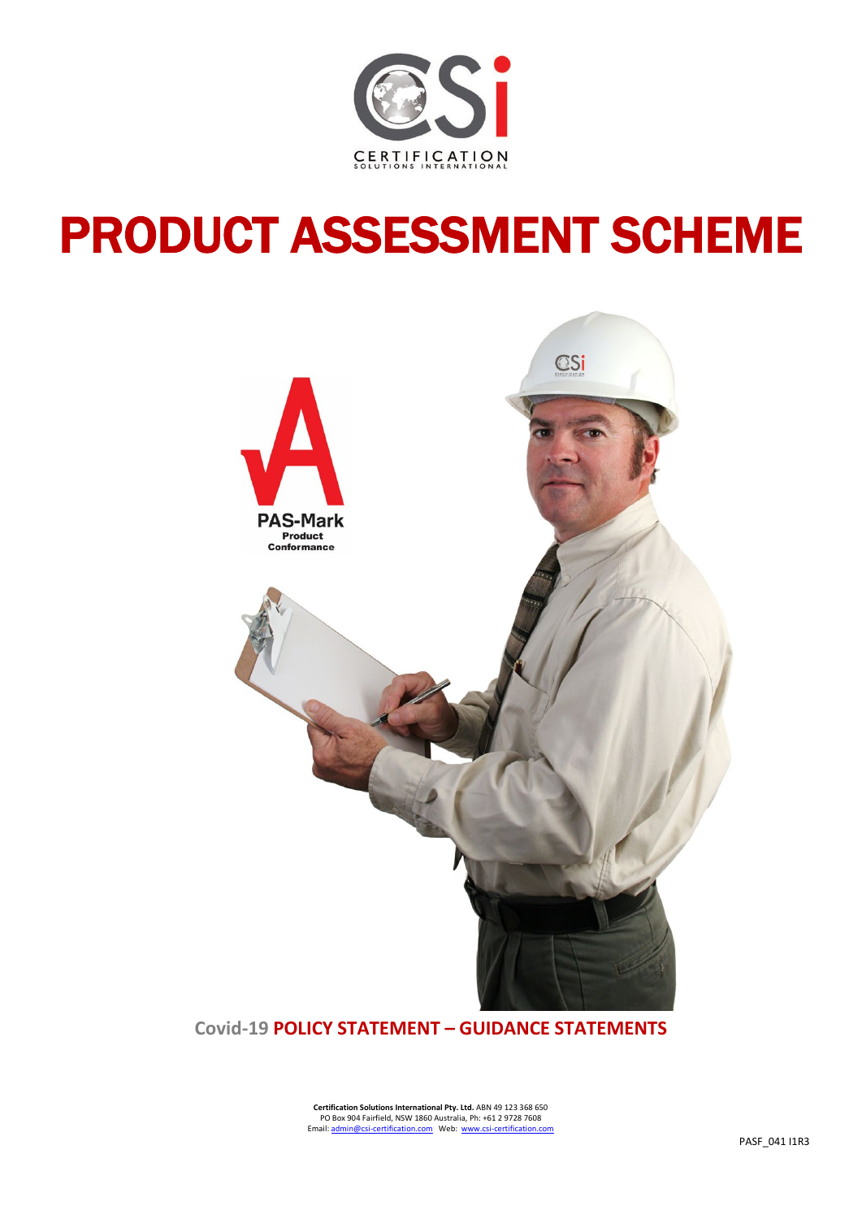# PRODUCT ASSESSMENT SCHEME

PAS-Mark
Product
Conformance

## Covid-19 POLICY STATEMENT – GUIDANCE STATEMENTS

**Certification Solutions International Pty. Ltd.** ABN 49 123 368 650
PO Box 904 Fairfield, NSW 1860 Australia, Ph: +61 2 9728 7608
Email: admin@csi-certification.com Web: www.csi-certification.com

PASF_041 I1R3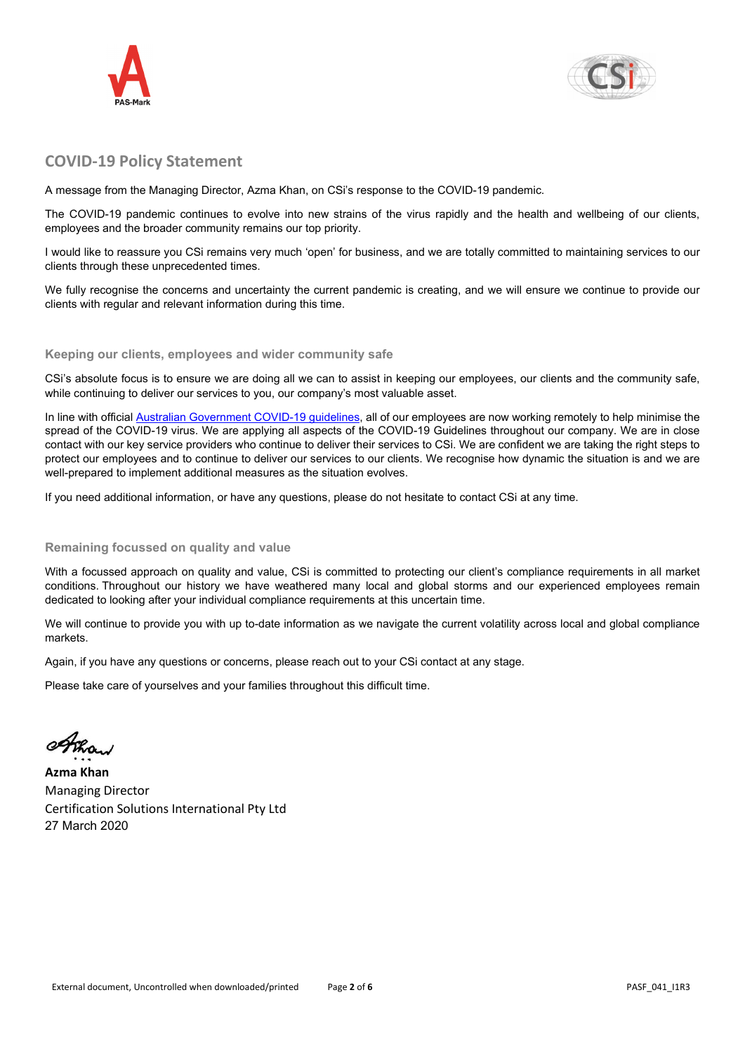## COVID-19 Policy Statement

A message from the Managing Director, Azma Khan, on CSi's response to the COVID-19 pandemic.

The COVID-19 pandemic continues to evolve into new strains of the virus rapidly and the health and wellbeing of our clients, employees and the broader community remains our top priority.

I would like to reassure you CSi remains very much 'open' for business, and we are totally committed to maintaining services to our clients through these unprecedented times.

We fully recognise the concerns and uncertainty the current pandemic is creating, and we will ensure we continue to provide our clients with regular and relevant information during this time.

### Keeping our clients, employees and wider community safe

CSi's absolute focus is to ensure we are doing all we can to assist in keeping our employees, our clients and the community safe, while continuing to deliver our services to you, our company's most valuable asset.

In line with official Australian Government COVID-19 guidelines, all of our employees are now working remotely to help minimise the spread of the COVID-19 virus. We are applying all aspects of the COVID-19 Guidelines throughout our company. We are in close contact with our key service providers who continue to deliver their services to CSi. We are confident we are taking the right steps to protect our employees and to continue to deliver our services to our clients. We recognise how dynamic the situation is and we are well-prepared to implement additional measures as the situation evolves.

If you need additional information, or have any questions, please do not hesitate to contact CSi at any time.

### Remaining focussed on quality and value

With a focussed approach on quality and value, CSi is committed to protecting our client's compliance requirements in all market conditions. Throughout our history we have weathered many local and global storms and our experienced employees remain dedicated to looking after your individual compliance requirements at this uncertain time.

We will continue to provide you with up to-date information as we navigate the current volatility across local and global compliance markets.

Again, if you have any questions or concerns, please reach out to your CSi contact at any stage.

Please take care of yourselves and your families throughout this difficult time.

**Azma Khan**
Managing Director
Certification Solutions International Pty Ltd
27 March 2020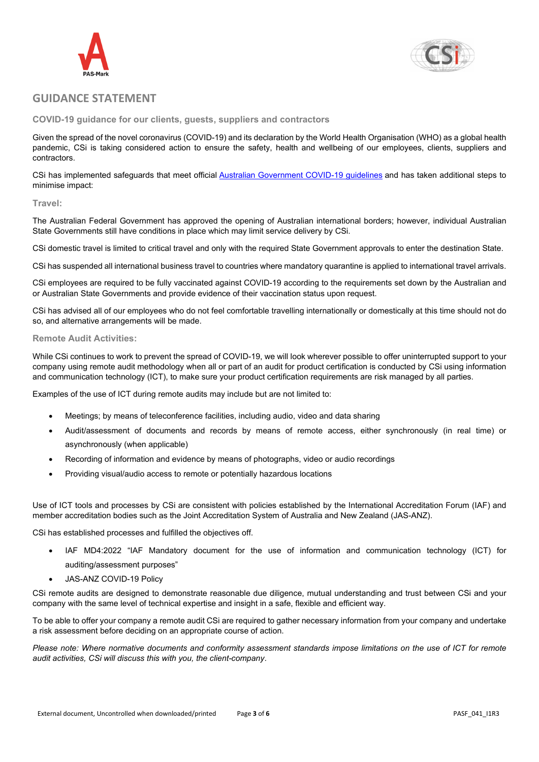# GUIDANCE STATEMENT

## COVID-19 guidance for our clients, guests, suppliers and contractors

Given the spread of the novel coronavirus (COVID-19) and its declaration by the World Health Organisation (WHO) as a global health pandemic, CSi is taking considered action to ensure the safety, health and wellbeing of our employees, clients, suppliers and contractors.

CSi has implemented safeguards that meet official [Australian Government COVID-19 guidelines]() and has taken additional steps to minimise impact:

### Travel:

The Australian Federal Government has approved the opening of Australian international borders; however, individual Australian State Governments still have conditions in place which may limit service delivery by CSi.

CSi domestic travel is limited to critical travel and only with the required State Government approvals to enter the destination State.

CSi has suspended all international business travel to countries where mandatory quarantine is applied to international travel arrivals.

CSi employees are required to be fully vaccinated against COVID-19 according to the requirements set down by the Australian and or Australian State Governments and provide evidence of their vaccination status upon request.

CSi has advised all of our employees who do not feel comfortable travelling internationally or domestically at this time should not do so, and alternative arrangements will be made.

### Remote Audit Activities:

While CSi continues to work to prevent the spread of COVID-19, we will look wherever possible to offer uninterrupted support to your company using remote audit methodology when all or part of an audit for product certification is conducted by CSi using information and communication technology (ICT), to make sure your product certification requirements are risk managed by all parties.

Examples of the use of ICT during remote audits may include but are not limited to:

- Meetings; by means of teleconference facilities, including audio, video and data sharing
- Audit/assessment of documents and records by means of remote access, either synchronously (in real time) or asynchronously (when applicable)
- Recording of information and evidence by means of photographs, video or audio recordings
- Providing visual/audio access to remote or potentially hazardous locations

Use of ICT tools and processes by CSi are consistent with policies established by the International Accreditation Forum (IAF) and member accreditation bodies such as the Joint Accreditation System of Australia and New Zealand (JAS-ANZ).

CSi has established processes and fulfilled the objectives off.

- IAF MD4:2022 "IAF Mandatory document for the use of information and communication technology (ICT) for auditing/assessment purposes"
- JAS-ANZ COVID-19 Policy

CSi remote audits are designed to demonstrate reasonable due diligence, mutual understanding and trust between CSi and your company with the same level of technical expertise and insight in a safe, flexible and efficient way.

To be able to offer your company a remote audit CSi are required to gather necessary information from your company and undertake a risk assessment before deciding on an appropriate course of action.

*Please note: Where normative documents and conformity assessment standards impose limitations on the use of ICT for remote audit activities, CSi will discuss this with you, the client-company*.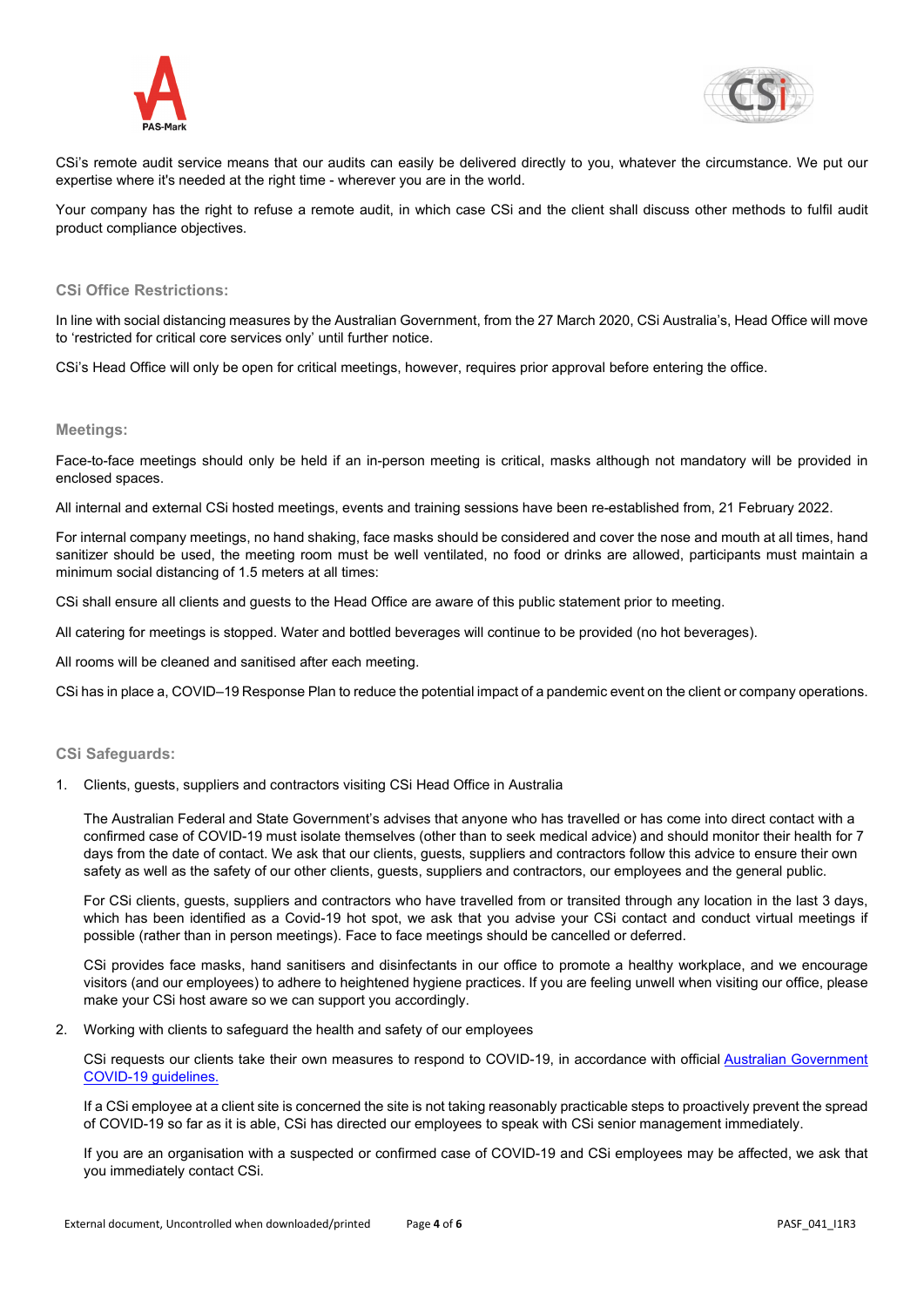CSi's remote audit service means that our audits can easily be delivered directly to you, whatever the circumstance. We put our expertise where it's needed at the right time - wherever you are in the world.

Your company has the right to refuse a remote audit, in which case CSi and the client shall discuss other methods to fulfil audit product compliance objectives.

## CSi Office Restrictions:

In line with social distancing measures by the Australian Government, from the 27 March 2020, CSi Australia's, Head Office will move to 'restricted for critical core services only' until further notice.

CSi's Head Office will only be open for critical meetings, however, requires prior approval before entering the office.

## Meetings:

Face-to-face meetings should only be held if an in-person meeting is critical, masks although not mandatory will be provided in enclosed spaces.

All internal and external CSi hosted meetings, events and training sessions have been re-established from, 21 February 2022.

For internal company meetings, no hand shaking, face masks should be considered and cover the nose and mouth at all times, hand sanitizer should be used, the meeting room must be well ventilated, no food or drinks are allowed, participants must maintain a minimum social distancing of 1.5 meters at all times:

CSi shall ensure all clients and guests to the Head Office are aware of this public statement prior to meeting.

All catering for meetings is stopped. Water and bottled beverages will continue to be provided (no hot beverages).

All rooms will be cleaned and sanitised after each meeting.

CSi has in place a, COVID–19 Response Plan to reduce the potential impact of a pandemic event on the client or company operations.

## CSi Safeguards:

1. Clients, guests, suppliers and contractors visiting CSi Head Office in Australia

   The Australian Federal and State Government's advises that anyone who has travelled or has come into direct contact with a confirmed case of COVID-19 must isolate themselves (other than to seek medical advice) and should monitor their health for 7 days from the date of contact. We ask that our clients, guests, suppliers and contractors follow this advice to ensure their own safety as well as the safety of our other clients, guests, suppliers and contractors, our employees and the general public.

   For CSi clients, guests, suppliers and contractors who have travelled from or transited through any location in the last 3 days, which has been identified as a Covid-19 hot spot, we ask that you advise your CSi contact and conduct virtual meetings if possible (rather than in person meetings). Face to face meetings should be cancelled or deferred.

   CSi provides face masks, hand sanitisers and disinfectants in our office to promote a healthy workplace, and we encourage visitors (and our employees) to adhere to heightened hygiene practices. If you are feeling unwell when visiting our office, please make your CSi host aware so we can support you accordingly.

2. Working with clients to safeguard the health and safety of our employees

   CSi requests our clients take their own measures to respond to COVID-19, in accordance with official Australian Government COVID-19 guidelines.

   If a CSi employee at a client site is concerned the site is not taking reasonably practicable steps to proactively prevent the spread of COVID-19 so far as it is able, CSi has directed our employees to speak with CSi senior management immediately.

   If you are an organisation with a suspected or confirmed case of COVID-19 and CSi employees may be affected, we ask that you immediately contact CSi.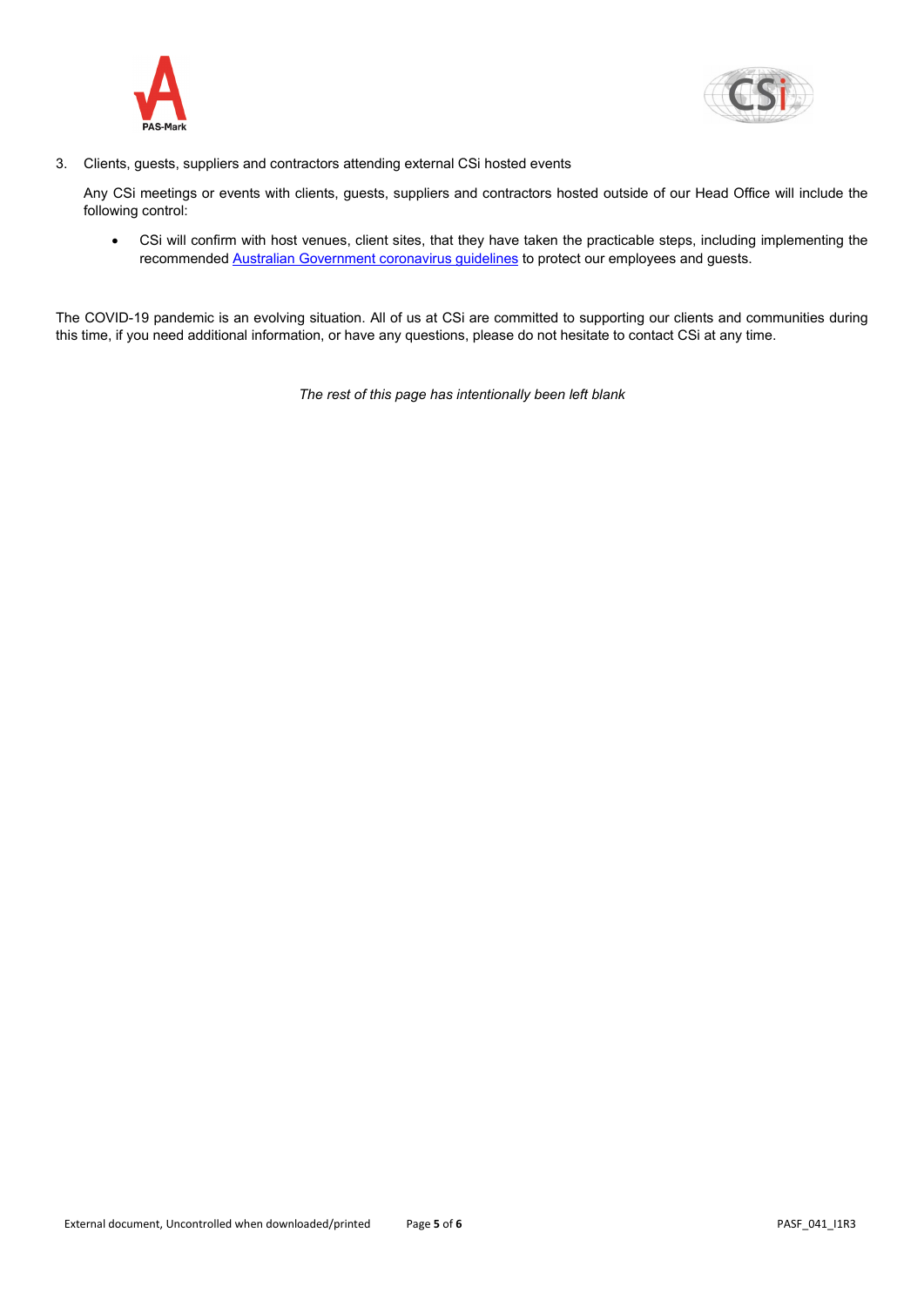3. Clients, guests, suppliers and contractors attending external CSi hosted events

   Any CSi meetings or events with clients, guests, suppliers and contractors hosted outside of our Head Office will include the following control:

   - CSi will confirm with host venues, client sites, that they have taken the practicable steps, including implementing the recommended Australian Government coronavirus guidelines to protect our employees and guests.

The COVID-19 pandemic is an evolving situation. All of us at CSi are committed to supporting our clients and communities during this time, if you need additional information, or have any questions, please do not hesitate to contact CSi at any time.

*The rest of this page has intentionally been left blank*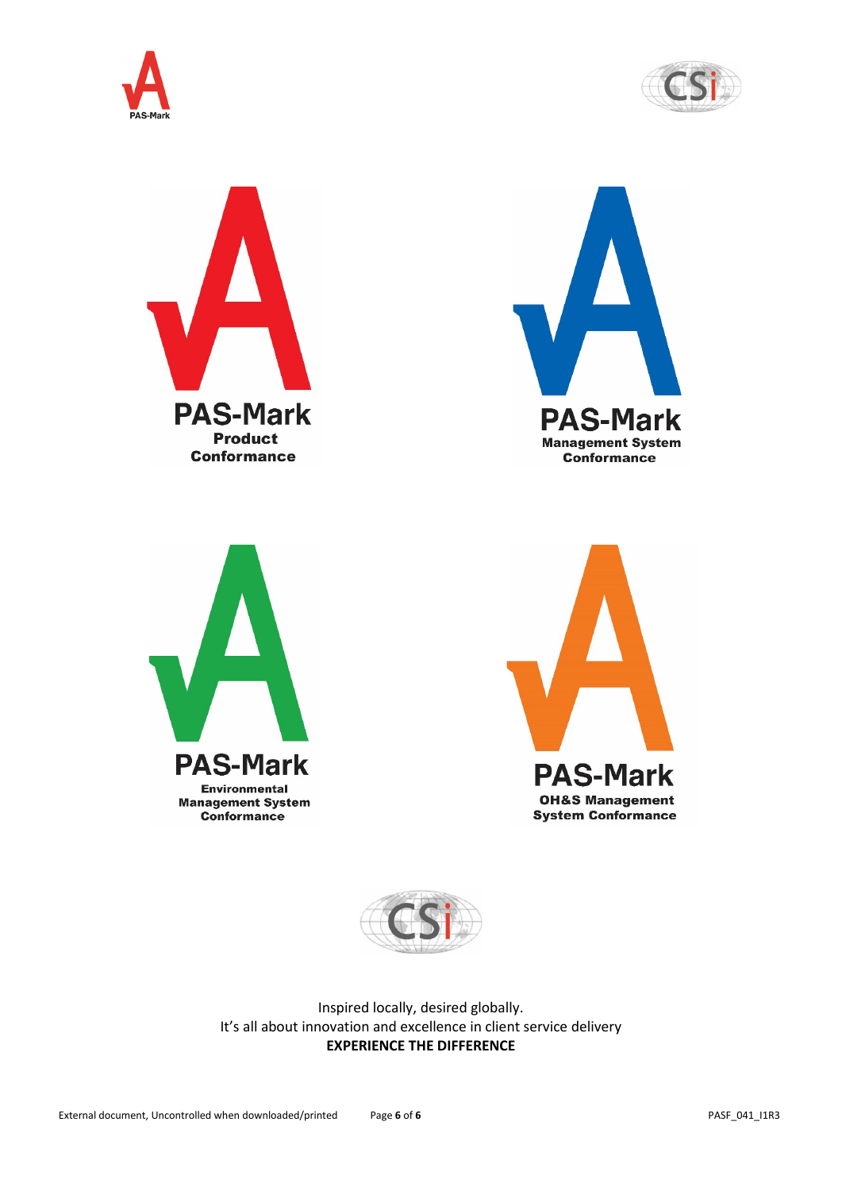PAS-Mark
Product
Conformance

PAS-Mark
Management System
Conformance

PAS-Mark
Environmental
Management System
Conformance

PAS-Mark
OH&S Management
System Conformance

Inspired locally, desired globally.
It's all about innovation and excellence in client service delivery
**EXPERIENCE THE DIFFERENCE**